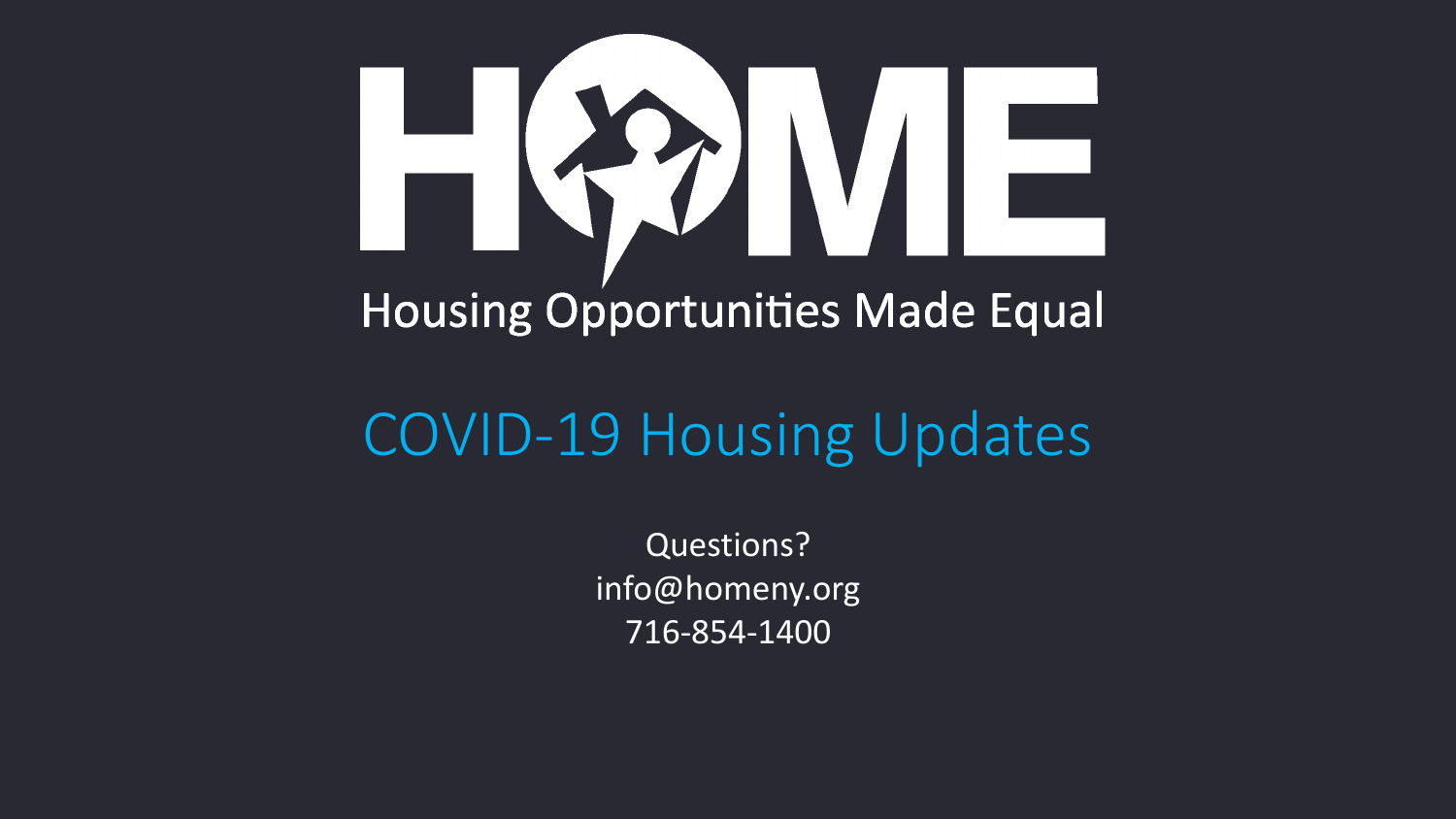# HOME

Housing Opportunities Made Equal

## COVID-19 Housing Updates

Questions?
info@homeny.org
716-854-1400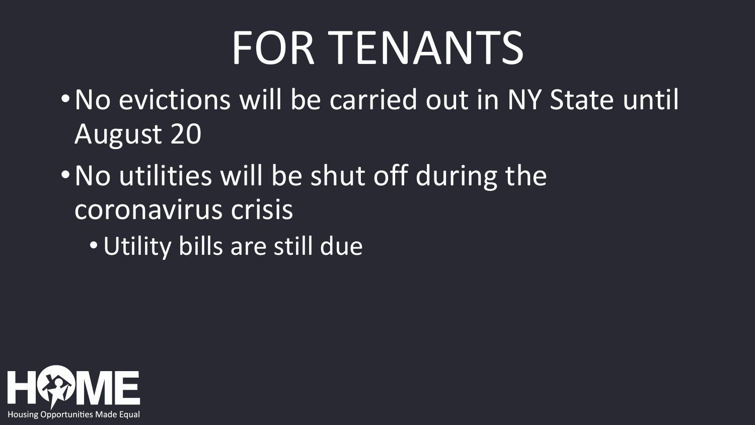# FOR TENANTS

- No evictions will be carried out in NY State until August 20
- No utilities will be shut off during the coronavirus crisis
  - Utility bills are still due

HOME

Housing Opportunities Made Equal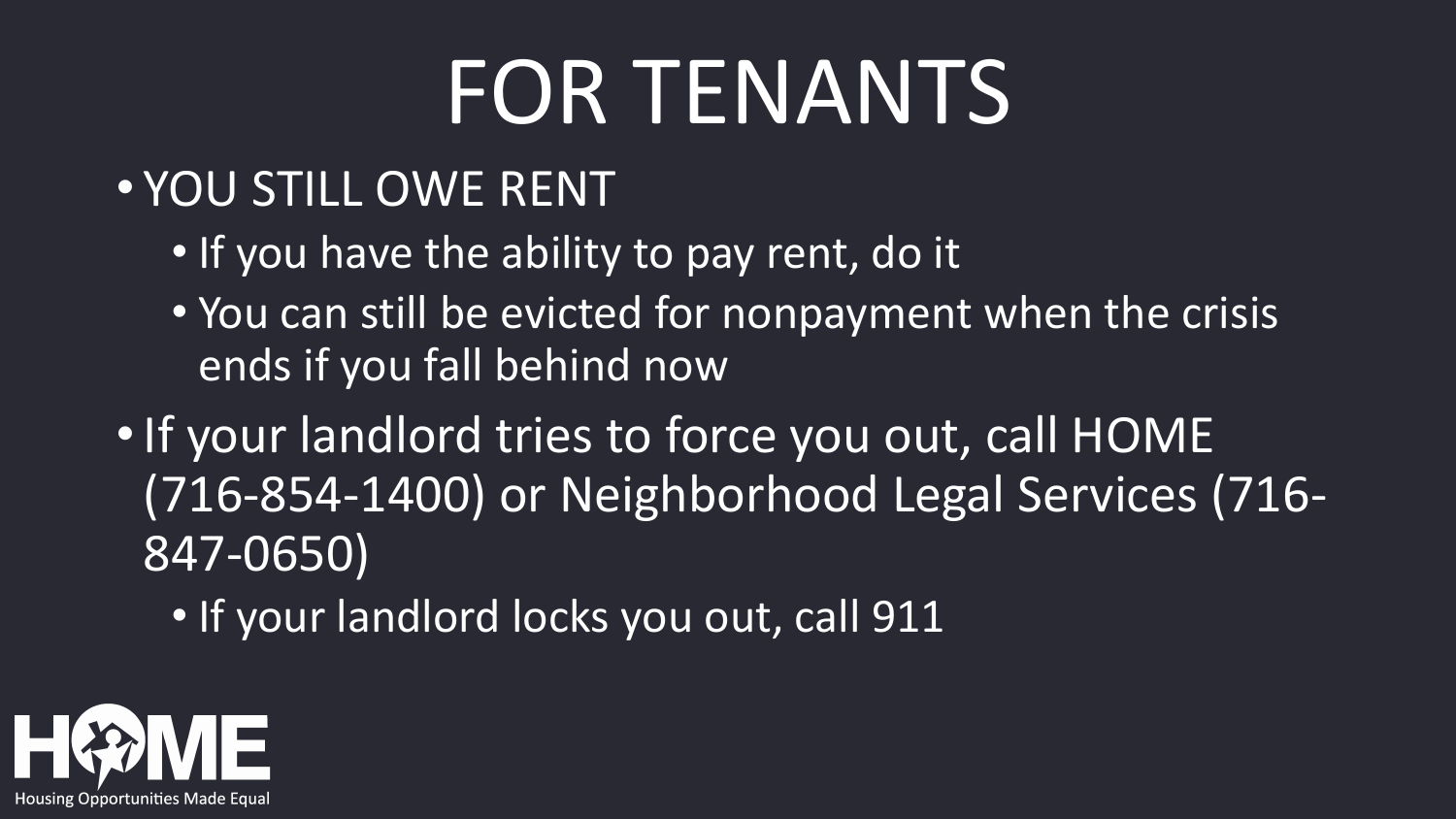# FOR TENANTS

- YOU STILL OWE RENT
  - If you have the ability to pay rent, do it
  - You can still be evicted for nonpayment when the crisis ends if you fall behind now
- If your landlord tries to force you out, call HOME (716-854-1400) or Neighborhood Legal Services (716-847-0650)
  - If your landlord locks you out, call 911

HOME
Housing Opportunities Made Equal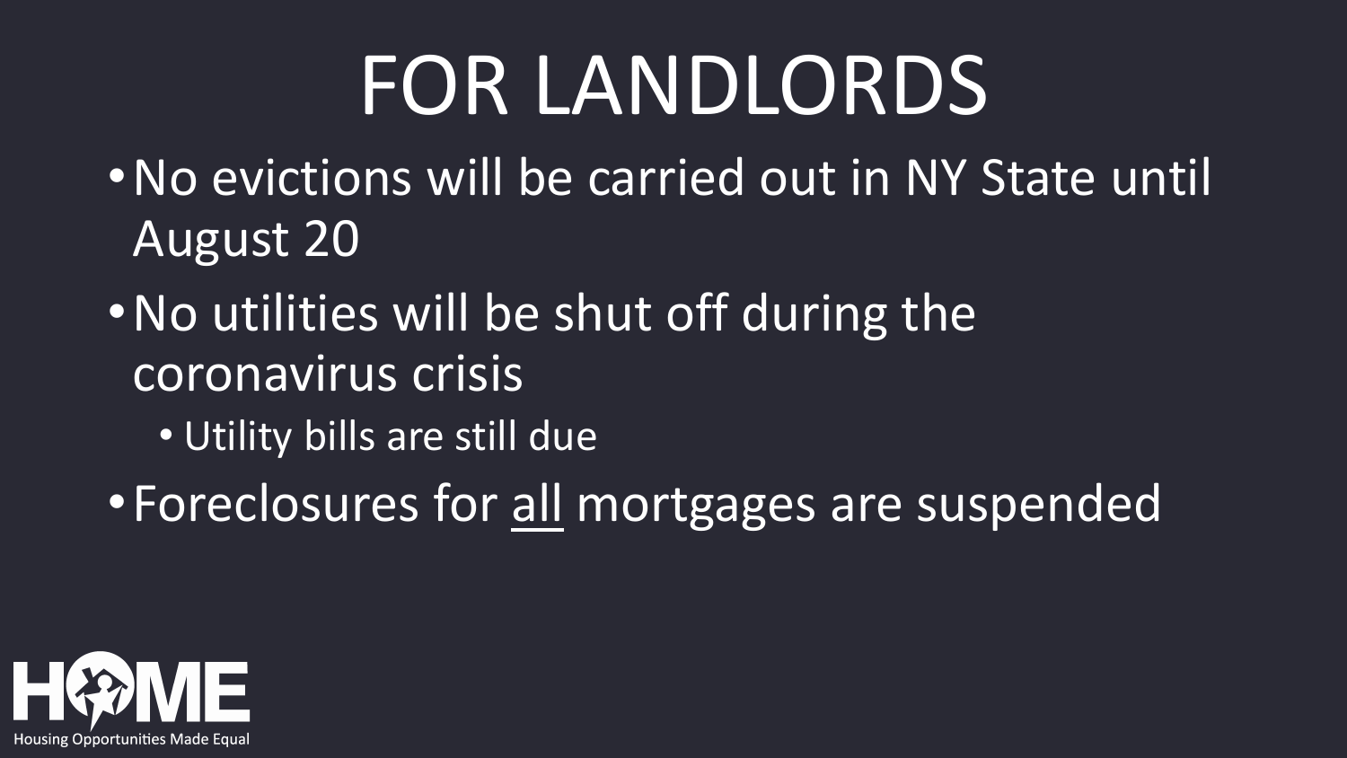# FOR LANDLORDS

- No evictions will be carried out in NY State until August 20
- No utilities will be shut off during the coronavirus crisis
  - Utility bills are still due
- Foreclosures for <u>all</u> mortgages are suspended

HOME
Housing Opportunities Made Equal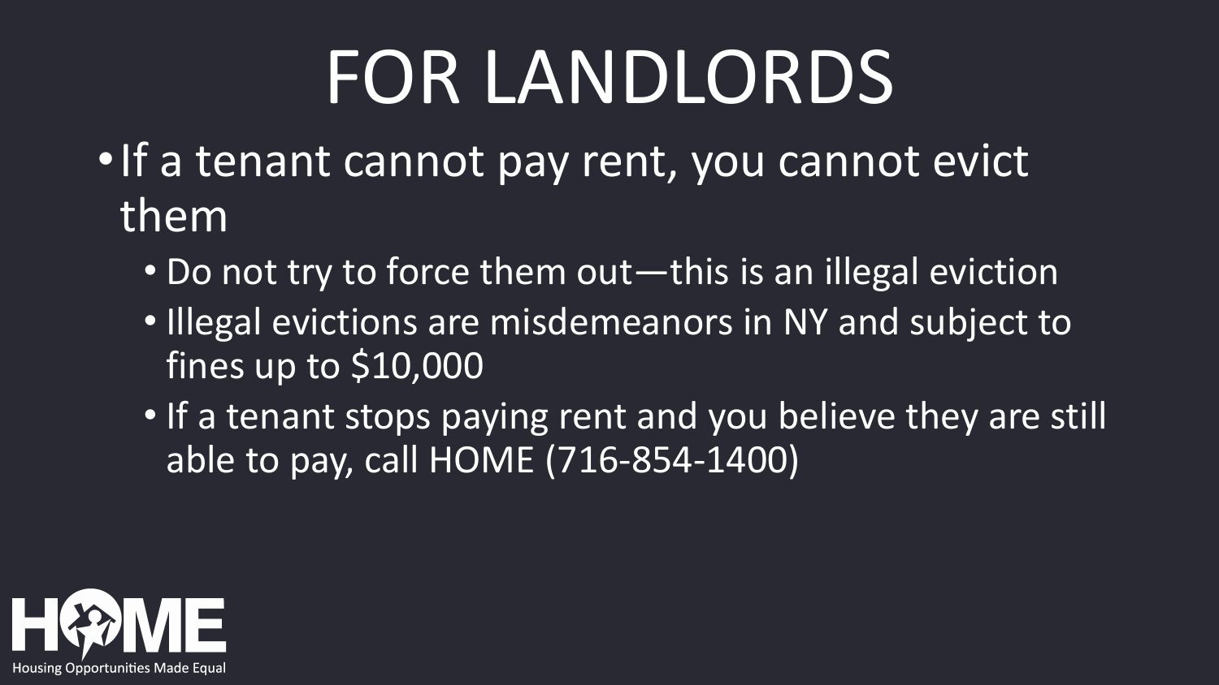# FOR LANDLORDS

- If a tenant cannot pay rent, you cannot evict them
  - Do not try to force them out—this is an illegal eviction
  - Illegal evictions are misdemeanors in NY and subject to fines up to $10,000
  - If a tenant stops paying rent and you believe they are still able to pay, call HOME (716-854-1400)

HOME

Housing Opportunities Made Equal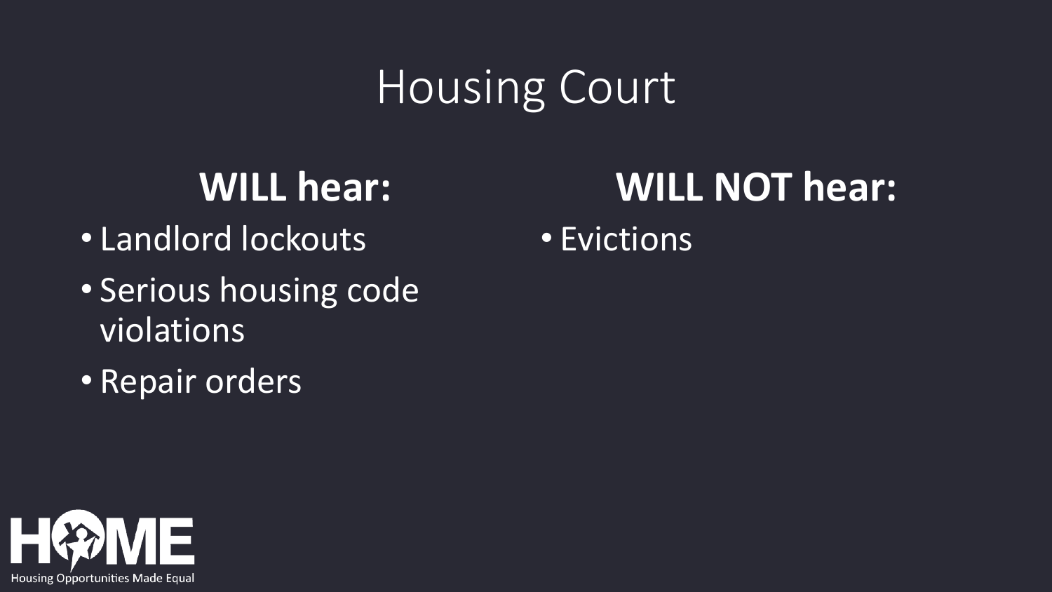# Housing Court

## WILL hear:

- Landlord lockouts
- Serious housing code violations
- Repair orders

## WILL NOT hear:

- Evictions

HOME

Housing Opportunities Made Equal